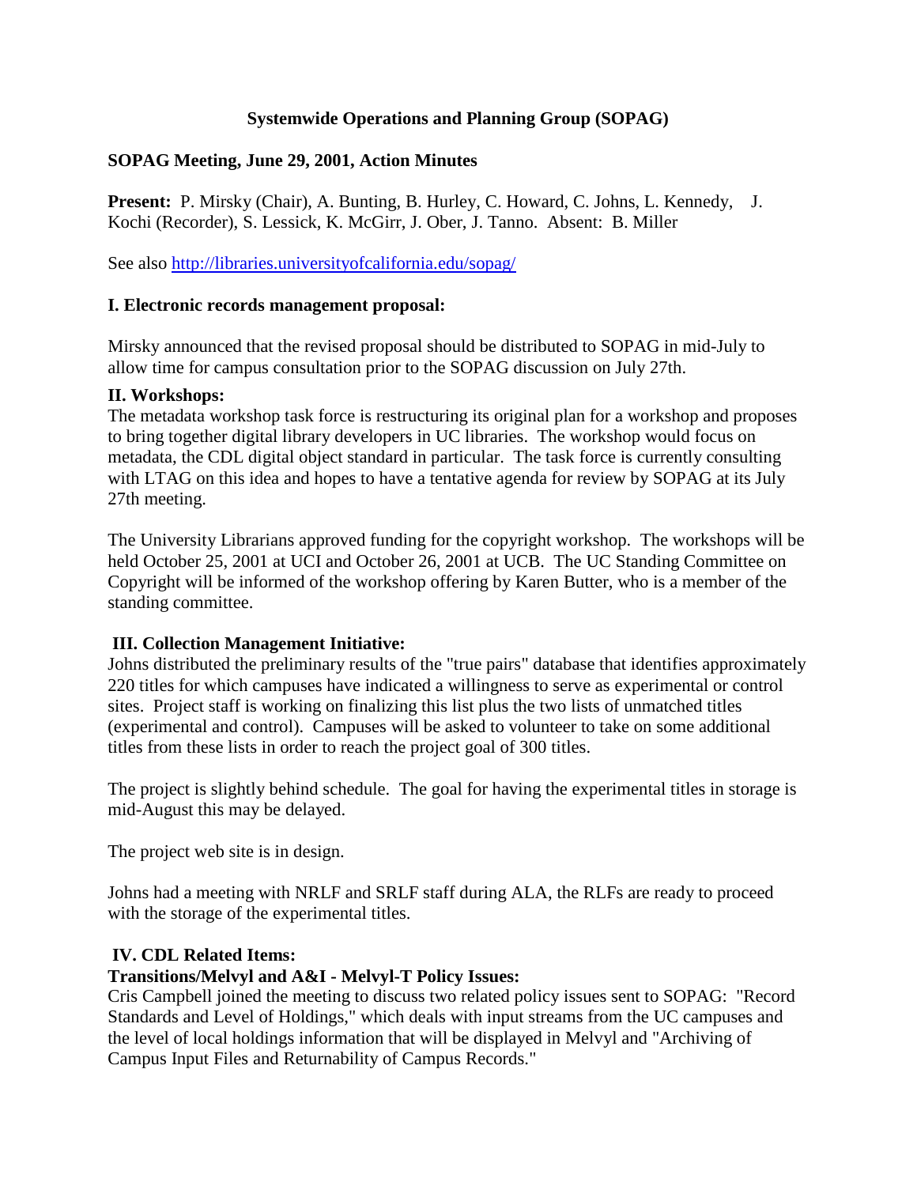# Systemwide Operations and Planning Group (SOPAG)

## SOPAG Meeting, June 29, 2001, Action Minutes

**Present:** P. Mirsky (Chair), A. Bunting, B. Hurley, C. Howard, C. Johns, L. Kennedy, J. Kochi (Recorder), S. Lessick, K. McGirr, J. Ober, J. Tanno. Absent: B. Miller

See also http://libraries.universityofcalifornia.edu/sopag/

### I. Electronic records management proposal:

Mirsky announced that the revised proposal should be distributed to SOPAG in mid-July to allow time for campus consultation prior to the SOPAG discussion on July 27th.

### II. Workshops:

The metadata workshop task force is restructuring its original plan for a workshop and proposes to bring together digital library developers in UC libraries. The workshop would focus on metadata, the CDL digital object standard in particular. The task force is currently consulting with LTAG on this idea and hopes to have a tentative agenda for review by SOPAG at its July 27th meeting.

The University Librarians approved funding for the copyright workshop. The workshops will be held October 25, 2001 at UCI and October 26, 2001 at UCB. The UC Standing Committee on Copyright will be informed of the workshop offering by Karen Butter, who is a member of the standing committee.

### III. Collection Management Initiative:

Johns distributed the preliminary results of the "true pairs" database that identifies approximately 220 titles for which campuses have indicated a willingness to serve as experimental or control sites. Project staff is working on finalizing this list plus the two lists of unmatched titles (experimental and control). Campuses will be asked to volunteer to take on some additional titles from these lists in order to reach the project goal of 300 titles.

The project is slightly behind schedule. The goal for having the experimental titles in storage is mid-August this may be delayed.

The project web site is in design.

Johns had a meeting with NRLF and SRLF staff during ALA, the RLFs are ready to proceed with the storage of the experimental titles.

### IV. CDL Related Items:

#### Transitions/Melvyl and A&I - Melvyl-T Policy Issues:

Cris Campbell joined the meeting to discuss two related policy issues sent to SOPAG: "Record Standards and Level of Holdings," which deals with input streams from the UC campuses and the level of local holdings information that will be displayed in Melvyl and "Archiving of Campus Input Files and Returnability of Campus Records."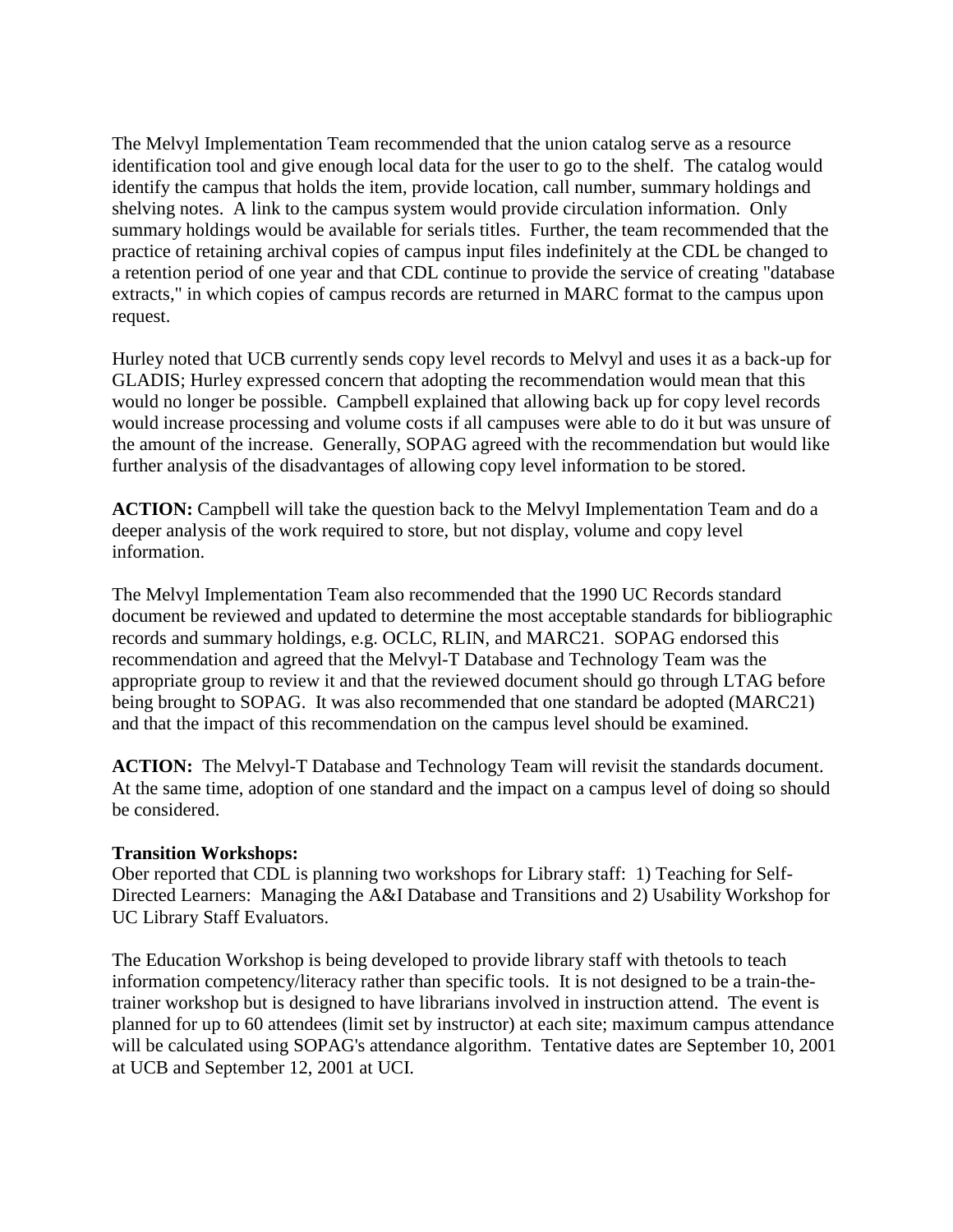The Melvyl Implementation Team recommended that the union catalog serve as a resource identification tool and give enough local data for the user to go to the shelf. The catalog would identify the campus that holds the item, provide location, call number, summary holdings and shelving notes. A link to the campus system would provide circulation information. Only summary holdings would be available for serials titles. Further, the team recommended that the practice of retaining archival copies of campus input files indefinitely at the CDL be changed to a retention period of one year and that CDL continue to provide the service of creating "database extracts," in which copies of campus records are returned in MARC format to the campus upon request.

Hurley noted that UCB currently sends copy level records to Melvyl and uses it as a back-up for GLADIS; Hurley expressed concern that adopting the recommendation would mean that this would no longer be possible. Campbell explained that allowing back up for copy level records would increase processing and volume costs if all campuses were able to do it but was unsure of the amount of the increase. Generally, SOPAG agreed with the recommendation but would like further analysis of the disadvantages of allowing copy level information to be stored.

**ACTION:** Campbell will take the question back to the Melvyl Implementation Team and do a deeper analysis of the work required to store, but not display, volume and copy level information.

The Melvyl Implementation Team also recommended that the 1990 UC Records standard document be reviewed and updated to determine the most acceptable standards for bibliographic records and summary holdings, e.g. OCLC, RLIN, and MARC21. SOPAG endorsed this recommendation and agreed that the Melvyl-T Database and Technology Team was the appropriate group to review it and that the reviewed document should go through LTAG before being brought to SOPAG. It was also recommended that one standard be adopted (MARC21) and that the impact of this recommendation on the campus level should be examined.

**ACTION:** The Melvyl-T Database and Technology Team will revisit the standards document. At the same time, adoption of one standard and the impact on a campus level of doing so should be considered.

**Transition Workshops:**
Ober reported that CDL is planning two workshops for Library staff: 1) Teaching for Self-Directed Learners: Managing the A&I Database and Transitions and 2) Usability Workshop for UC Library Staff Evaluators.

The Education Workshop is being developed to provide library staff with thetools to teach information competency/literacy rather than specific tools. It is not designed to be a train-the-trainer workshop but is designed to have librarians involved in instruction attend. The event is planned for up to 60 attendees (limit set by instructor) at each site; maximum campus attendance will be calculated using SOPAG's attendance algorithm. Tentative dates are September 10, 2001 at UCB and September 12, 2001 at UCI.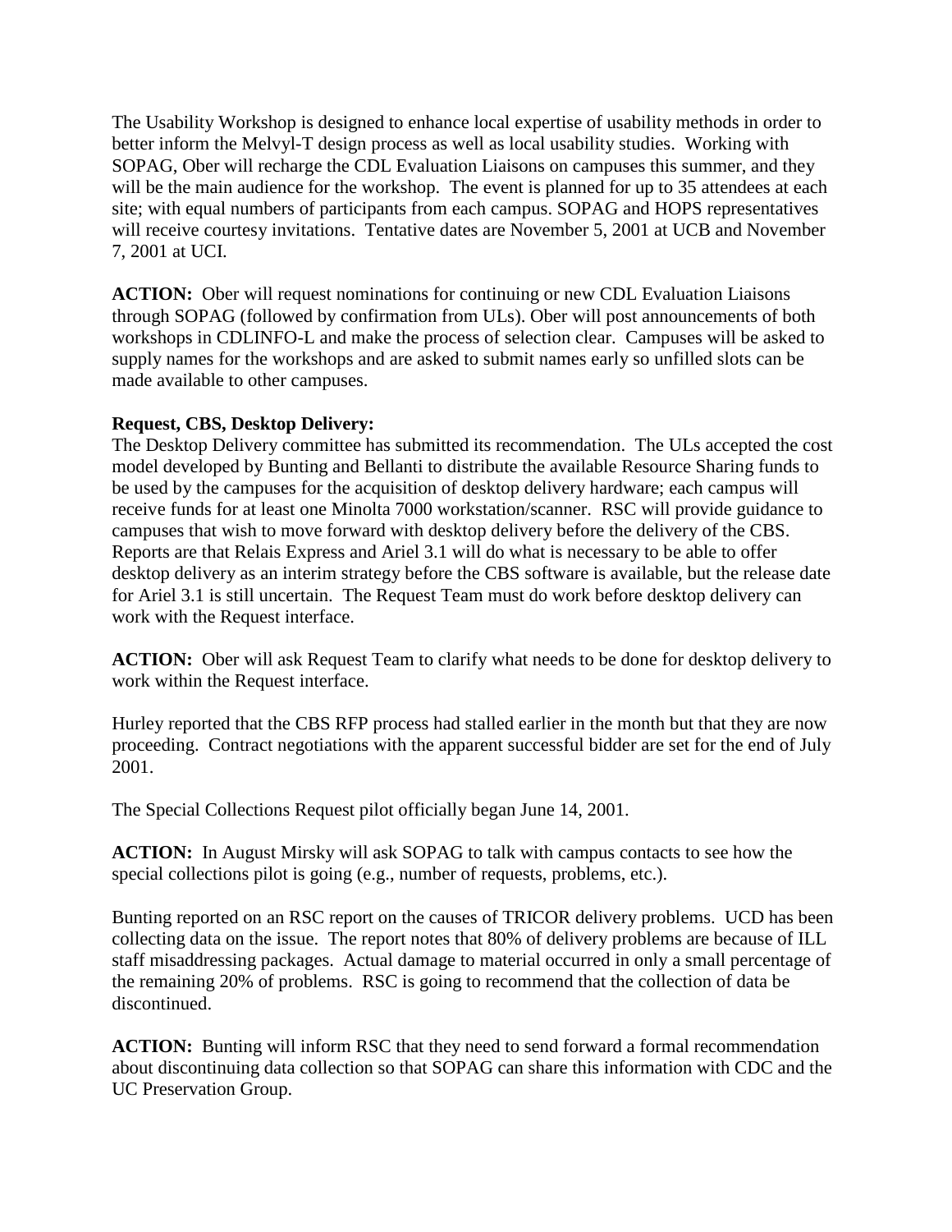The Usability Workshop is designed to enhance local expertise of usability methods in order to better inform the Melvyl-T design process as well as local usability studies. Working with SOPAG, Ober will recharge the CDL Evaluation Liaisons on campuses this summer, and they will be the main audience for the workshop. The event is planned for up to 35 attendees at each site; with equal numbers of participants from each campus. SOPAG and HOPS representatives will receive courtesy invitations. Tentative dates are November 5, 2001 at UCB and November 7, 2001 at UCI.

**ACTION:** Ober will request nominations for continuing or new CDL Evaluation Liaisons through SOPAG (followed by confirmation from ULs). Ober will post announcements of both workshops in CDLINFO-L and make the process of selection clear. Campuses will be asked to supply names for the workshops and are asked to submit names early so unfilled slots can be made available to other campuses.

**Request, CBS, Desktop Delivery:**

The Desktop Delivery committee has submitted its recommendation. The ULs accepted the cost model developed by Bunting and Bellanti to distribute the available Resource Sharing funds to be used by the campuses for the acquisition of desktop delivery hardware; each campus will receive funds for at least one Minolta 7000 workstation/scanner. RSC will provide guidance to campuses that wish to move forward with desktop delivery before the delivery of the CBS. Reports are that Relais Express and Ariel 3.1 will do what is necessary to be able to offer desktop delivery as an interim strategy before the CBS software is available, but the release date for Ariel 3.1 is still uncertain. The Request Team must do work before desktop delivery can work with the Request interface.

**ACTION:** Ober will ask Request Team to clarify what needs to be done for desktop delivery to work within the Request interface.

Hurley reported that the CBS RFP process had stalled earlier in the month but that they are now proceeding. Contract negotiations with the apparent successful bidder are set for the end of July 2001.

The Special Collections Request pilot officially began June 14, 2001.

**ACTION:** In August Mirsky will ask SOPAG to talk with campus contacts to see how the special collections pilot is going (e.g., number of requests, problems, etc.).

Bunting reported on an RSC report on the causes of TRICOR delivery problems. UCD has been collecting data on the issue. The report notes that 80% of delivery problems are because of ILL staff misaddressing packages. Actual damage to material occurred in only a small percentage of the remaining 20% of problems. RSC is going to recommend that the collection of data be discontinued.

**ACTION:** Bunting will inform RSC that they need to send forward a formal recommendation about discontinuing data collection so that SOPAG can share this information with CDC and the UC Preservation Group.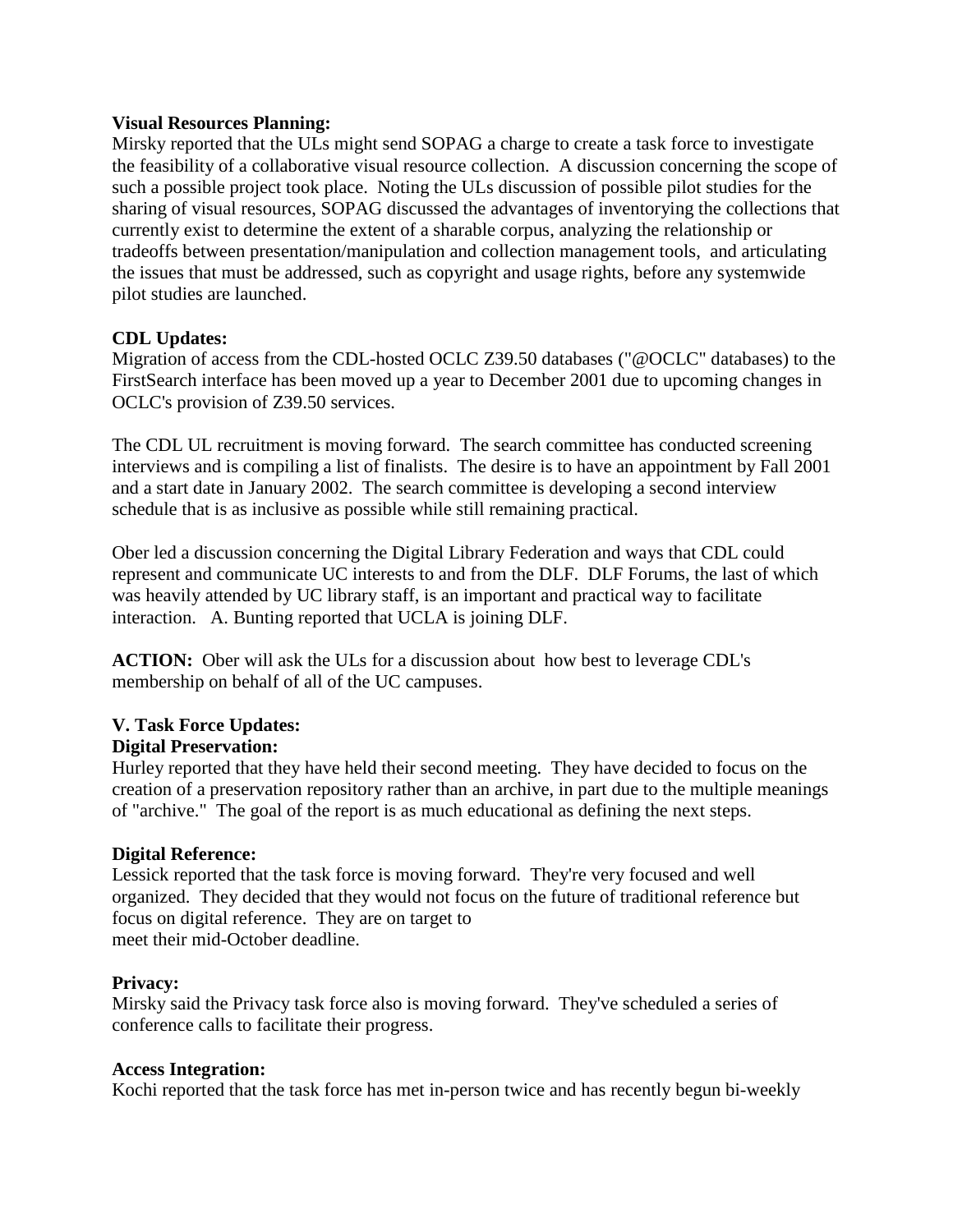**Visual Resources Planning:**
Mirsky reported that the ULs might send SOPAG a charge to create a task force to investigate the feasibility of a collaborative visual resource collection. A discussion concerning the scope of such a possible project took place. Noting the ULs discussion of possible pilot studies for the sharing of visual resources, SOPAG discussed the advantages of inventorying the collections that currently exist to determine the extent of a sharable corpus, analyzing the relationship or tradeoffs between presentation/manipulation and collection management tools, and articulating the issues that must be addressed, such as copyright and usage rights, before any systemwide pilot studies are launched.

**CDL Updates:**
Migration of access from the CDL-hosted OCLC Z39.50 databases ("@OCLC" databases) to the FirstSearch interface has been moved up a year to December 2001 due to upcoming changes in OCLC's provision of Z39.50 services.

The CDL UL recruitment is moving forward. The search committee has conducted screening interviews and is compiling a list of finalists. The desire is to have an appointment by Fall 2001 and a start date in January 2002. The search committee is developing a second interview schedule that is as inclusive as possible while still remaining practical.

Ober led a discussion concerning the Digital Library Federation and ways that CDL could represent and communicate UC interests to and from the DLF. DLF Forums, the last of which was heavily attended by UC library staff, is an important and practical way to facilitate interaction. A. Bunting reported that UCLA is joining DLF.

**ACTION:** Ober will ask the ULs for a discussion about how best to leverage CDL's membership on behalf of all of the UC campuses.

**V. Task Force Updates:**

**Digital Preservation:**
Hurley reported that they have held their second meeting. They have decided to focus on the creation of a preservation repository rather than an archive, in part due to the multiple meanings of "archive." The goal of the report is as much educational as defining the next steps.

**Digital Reference:**
Lessick reported that the task force is moving forward. They're very focused and well organized. They decided that they would not focus on the future of traditional reference but focus on digital reference. They are on target to meet their mid-October deadline.

**Privacy:**
Mirsky said the Privacy task force also is moving forward. They've scheduled a series of conference calls to facilitate their progress.

**Access Integration:**
Kochi reported that the task force has met in-person twice and has recently begun bi-weekly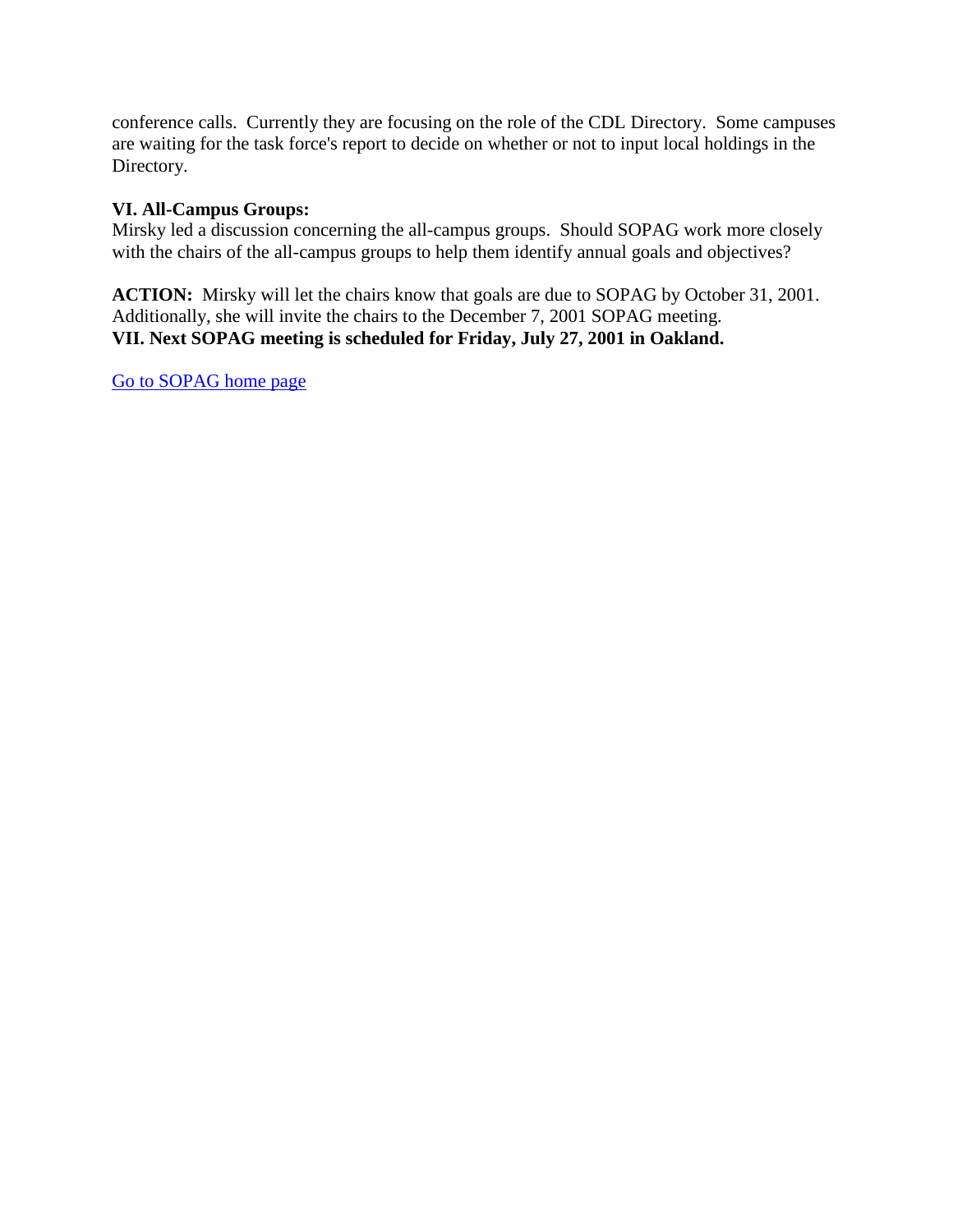conference calls. Currently they are focusing on the role of the CDL Directory. Some campuses are waiting for the task force's report to decide on whether or not to input local holdings in the Directory.

**VI. All-Campus Groups:**
Mirsky led a discussion concerning the all-campus groups. Should SOPAG work more closely with the chairs of the all-campus groups to help them identify annual goals and objectives?

**ACTION:** Mirsky will let the chairs know that goals are due to SOPAG by October 31, 2001. Additionally, she will invite the chairs to the December 7, 2001 SOPAG meeting.
**VII. Next SOPAG meeting is scheduled for Friday, July 27, 2001 in Oakland.**

Go to SOPAG home page